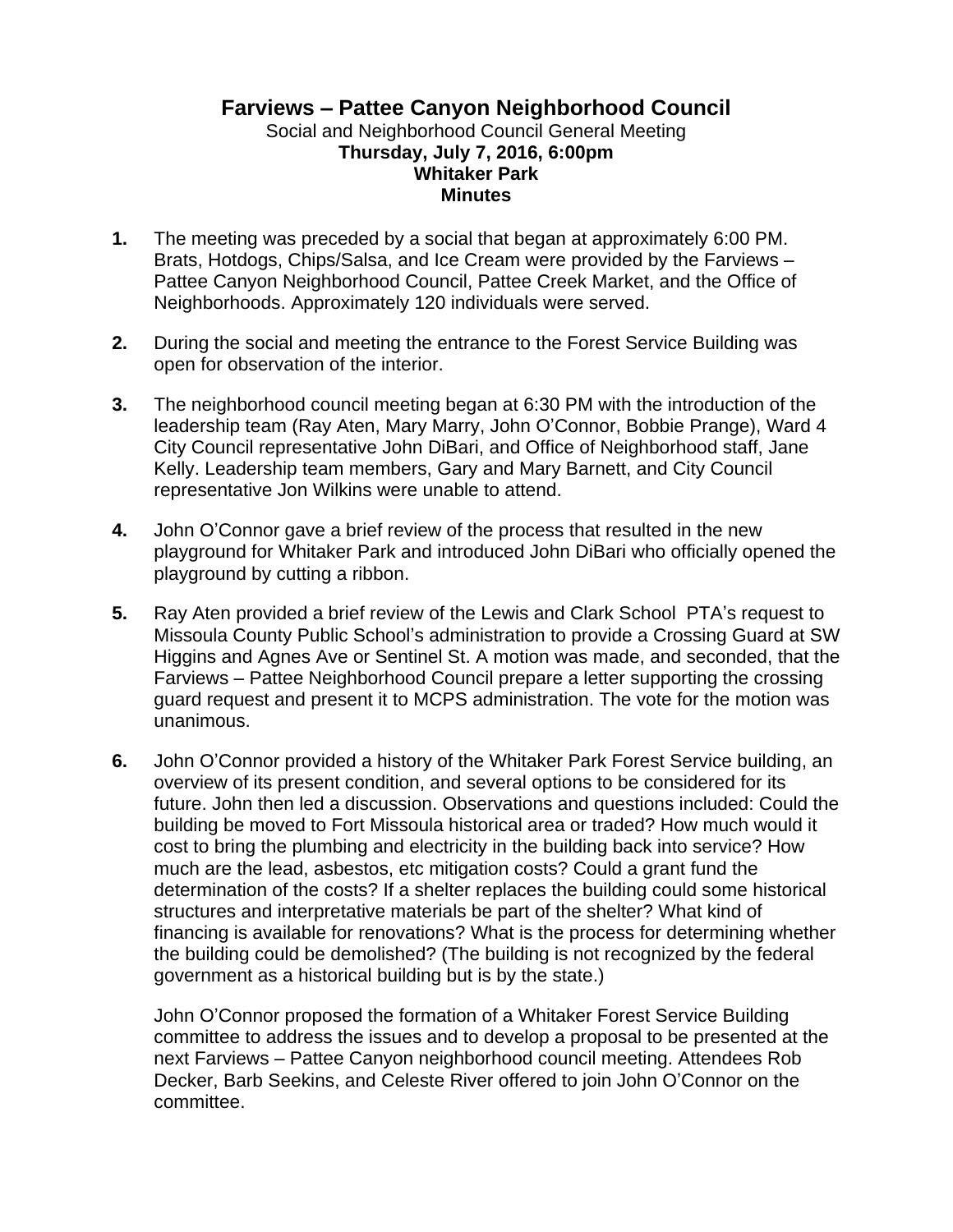# Farviews – Pattee Canyon Neighborhood Council

Social and Neighborhood Council General Meeting

**Thursday, July 7, 2016, 6:00pm**

**Whitaker Park**

**Minutes**

**1.** The meeting was preceded by a social that began at approximately 6:00 PM. Brats, Hotdogs, Chips/Salsa, and Ice Cream were provided by the Farviews – Pattee Canyon Neighborhood Council, Pattee Creek Market, and the Office of Neighborhoods. Approximately 120 individuals were served.

**2.** During the social and meeting the entrance to the Forest Service Building was open for observation of the interior.

**3.** The neighborhood council meeting began at 6:30 PM with the introduction of the leadership team (Ray Aten, Mary Marry, John O'Connor, Bobbie Prange), Ward 4 City Council representative John DiBari, and Office of Neighborhood staff, Jane Kelly. Leadership team members, Gary and Mary Barnett, and City Council representative Jon Wilkins were unable to attend.

**4.** John O'Connor gave a brief review of the process that resulted in the new playground for Whitaker Park and introduced John DiBari who officially opened the playground by cutting a ribbon.

**5.** Ray Aten provided a brief review of the Lewis and Clark School PTA's request to Missoula County Public School's administration to provide a Crossing Guard at SW Higgins and Agnes Ave or Sentinel St. A motion was made, and seconded, that the Farviews – Pattee Neighborhood Council prepare a letter supporting the crossing guard request and present it to MCPS administration. The vote for the motion was unanimous.

**6.** John O'Connor provided a history of the Whitaker Park Forest Service building, an overview of its present condition, and several options to be considered for its future. John then led a discussion. Observations and questions included: Could the building be moved to Fort Missoula historical area or traded? How much would it cost to bring the plumbing and electricity in the building back into service? How much are the lead, asbestos, etc mitigation costs? Could a grant fund the determination of the costs? If a shelter replaces the building could some historical structures and interpretative materials be part of the shelter? What kind of financing is available for renovations? What is the process for determining whether the building could be demolished? (The building is not recognized by the federal government as a historical building but is by the state.)

John O'Connor proposed the formation of a Whitaker Forest Service Building committee to address the issues and to develop a proposal to be presented at the next Farviews – Pattee Canyon neighborhood council meeting. Attendees Rob Decker, Barb Seekins, and Celeste River offered to join John O'Connor on the committee.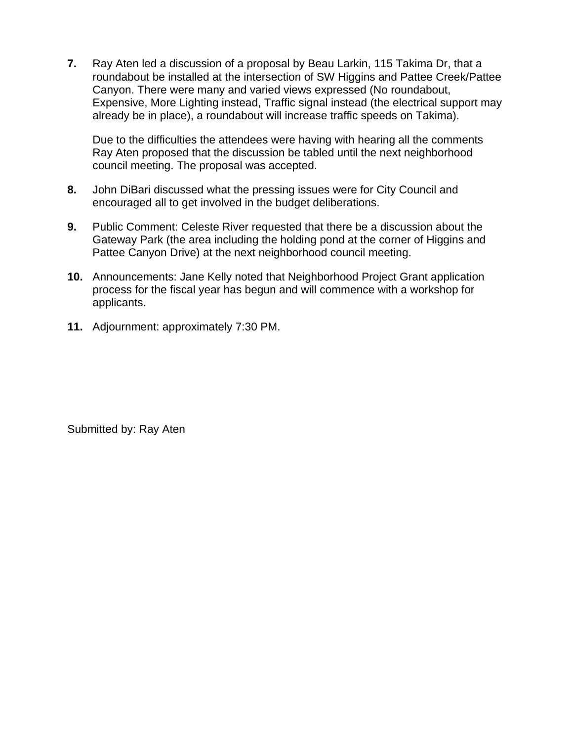7. Ray Aten led a discussion of a proposal by Beau Larkin, 115 Takima Dr, that a roundabout be installed at the intersection of SW Higgins and Pattee Creek/Pattee Canyon. There were many and varied views expressed (No roundabout, Expensive, More Lighting instead, Traffic signal instead (the electrical support may already be in place), a roundabout will increase traffic speeds on Takima).

   Due to the difficulties the attendees were having with hearing all the comments Ray Aten proposed that the discussion be tabled until the next neighborhood council meeting. The proposal was accepted.

8. John DiBari discussed what the pressing issues were for City Council and encouraged all to get involved in the budget deliberations.

9. Public Comment: Celeste River requested that there be a discussion about the Gateway Park (the area including the holding pond at the corner of Higgins and Pattee Canyon Drive) at the next neighborhood council meeting.

10. Announcements: Jane Kelly noted that Neighborhood Project Grant application process for the fiscal year has begun and will commence with a workshop for applicants.

11. Adjournment: approximately 7:30 PM.

Submitted by: Ray Aten